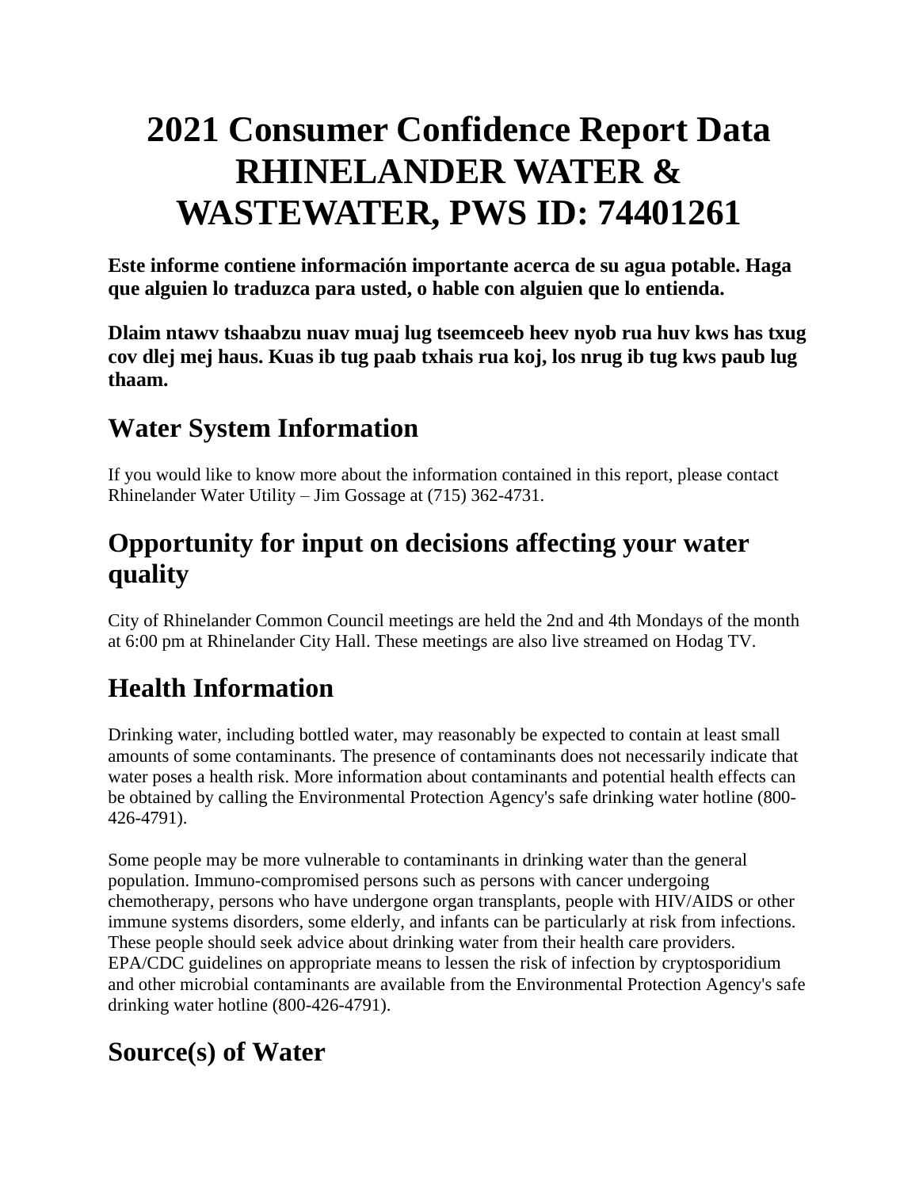# 2021 Consumer Confidence Report Data RHINELANDER WATER & WASTEWATER, PWS ID: 74401261

**Este informe contiene información importante acerca de su agua potable. Haga que alguien lo traduzca para usted, o hable con alguien que lo entienda.**

**Dlaim ntawv tshaabzu nuav muaj lug tseemceeb heev nyob rua huv kws has txug cov dlej mej haus. Kuas ib tug paab txhais rua koj, los nrug ib tug kws paub lug thaam.**

## Water System Information

If you would like to know more about the information contained in this report, please contact Rhinelander Water Utility – Jim Gossage at (715) 362-4731.

## Opportunity for input on decisions affecting your water quality

City of Rhinelander Common Council meetings are held the 2nd and 4th Mondays of the month at 6:00 pm at Rhinelander City Hall. These meetings are also live streamed on Hodag TV.

## Health Information

Drinking water, including bottled water, may reasonably be expected to contain at least small amounts of some contaminants. The presence of contaminants does not necessarily indicate that water poses a health risk. More information about contaminants and potential health effects can be obtained by calling the Environmental Protection Agency's safe drinking water hotline (800-426-4791).

Some people may be more vulnerable to contaminants in drinking water than the general population. Immuno-compromised persons such as persons with cancer undergoing chemotherapy, persons who have undergone organ transplants, people with HIV/AIDS or other immune systems disorders, some elderly, and infants can be particularly at risk from infections. These people should seek advice about drinking water from their health care providers. EPA/CDC guidelines on appropriate means to lessen the risk of infection by cryptosporidium and other microbial contaminants are available from the Environmental Protection Agency's safe drinking water hotline (800-426-4791).

## Source(s) of Water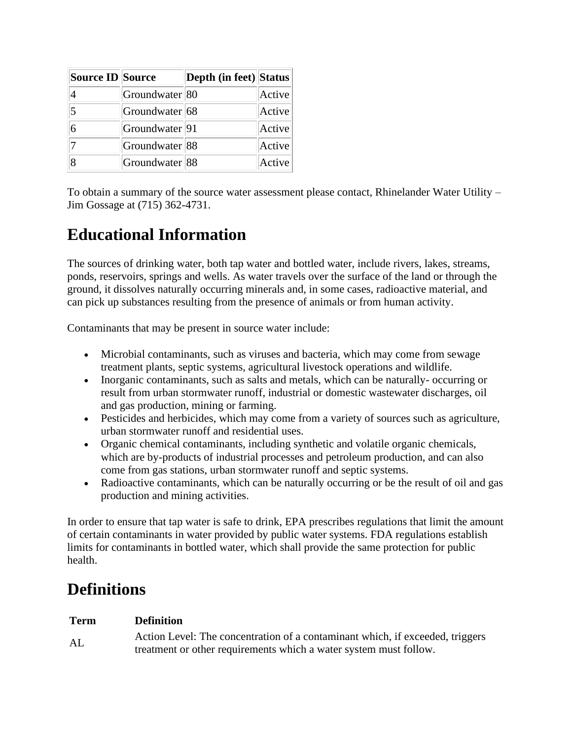| Source ID | Source | Depth (in feet) | Status |
| --- | --- | --- | --- |
| 4 | Groundwater | 80 | Active |
| 5 | Groundwater | 68 | Active |
| 6 | Groundwater | 91 | Active |
| 7 | Groundwater | 88 | Active |
| 8 | Groundwater | 88 | Active |

To obtain a summary of the source water assessment please contact, Rhinelander Water Utility – Jim Gossage at (715) 362-4731.

# Educational Information

The sources of drinking water, both tap water and bottled water, include rivers, lakes, streams, ponds, reservoirs, springs and wells. As water travels over the surface of the land or through the ground, it dissolves naturally occurring minerals and, in some cases, radioactive material, and can pick up substances resulting from the presence of animals or from human activity.

Contaminants that may be present in source water include:

- Microbial contaminants, such as viruses and bacteria, which may come from sewage treatment plants, septic systems, agricultural livestock operations and wildlife.
- Inorganic contaminants, such as salts and metals, which can be naturally- occurring or result from urban stormwater runoff, industrial or domestic wastewater discharges, oil and gas production, mining or farming.
- Pesticides and herbicides, which may come from a variety of sources such as agriculture, urban stormwater runoff and residential uses.
- Organic chemical contaminants, including synthetic and volatile organic chemicals, which are by-products of industrial processes and petroleum production, and can also come from gas stations, urban stormwater runoff and septic systems.
- Radioactive contaminants, which can be naturally occurring or be the result of oil and gas production and mining activities.

In order to ensure that tap water is safe to drink, EPA prescribes regulations that limit the amount of certain contaminants in water provided by public water systems. FDA regulations establish limits for contaminants in bottled water, which shall provide the same protection for public health.

# Definitions

| Term | Definition |
| --- | --- |
| AL | Action Level: The concentration of a contaminant which, if exceeded, triggers treatment or other requirements which a water system must follow. |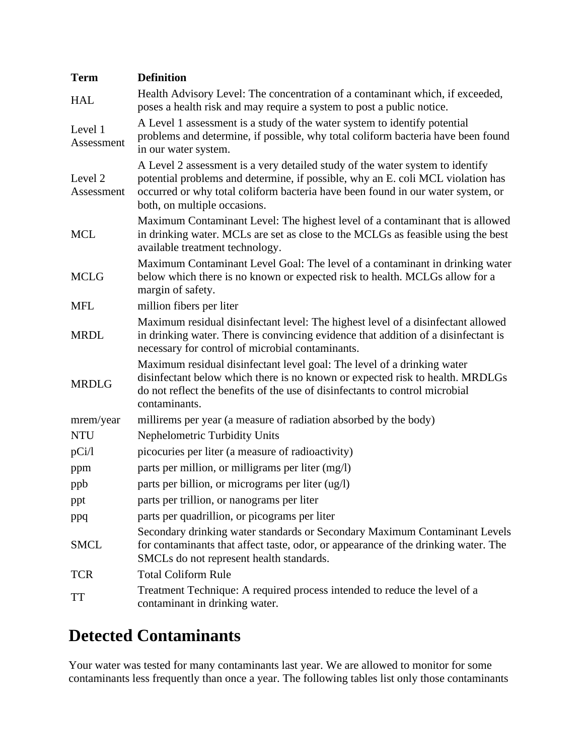| Term | Definition |
| --- | --- |
| HAL | Health Advisory Level: The concentration of a contaminant which, if exceeded, poses a health risk and may require a system to post a public notice. |
| Level 1 Assessment | A Level 1 assessment is a study of the water system to identify potential problems and determine, if possible, why total coliform bacteria have been found in our water system. |
| Level 2 Assessment | A Level 2 assessment is a very detailed study of the water system to identify potential problems and determine, if possible, why an E. coli MCL violation has occurred or why total coliform bacteria have been found in our water system, or both, on multiple occasions. |
| MCL | Maximum Contaminant Level: The highest level of a contaminant that is allowed in drinking water. MCLs are set as close to the MCLGs as feasible using the best available treatment technology. |
| MCLG | Maximum Contaminant Level Goal: The level of a contaminant in drinking water below which there is no known or expected risk to health. MCLGs allow for a margin of safety. |
| MFL | million fibers per liter |
| MRDL | Maximum residual disinfectant level: The highest level of a disinfectant allowed in drinking water. There is convincing evidence that addition of a disinfectant is necessary for control of microbial contaminants. |
| MRDLG | Maximum residual disinfectant level goal: The level of a drinking water disinfectant below which there is no known or expected risk to health. MRDLGs do not reflect the benefits of the use of disinfectants to control microbial contaminants. |
| mrem/year | millirems per year (a measure of radiation absorbed by the body) |
| NTU | Nephelometric Turbidity Units |
| pCi/l | picocuries per liter (a measure of radioactivity) |
| ppm | parts per million, or milligrams per liter (mg/l) |
| ppb | parts per billion, or micrograms per liter (ug/l) |
| ppt | parts per trillion, or nanograms per liter |
| ppq | parts per quadrillion, or picograms per liter |
| SMCL | Secondary drinking water standards or Secondary Maximum Contaminant Levels for contaminants that affect taste, odor, or appearance of the drinking water. The SMCLs do not represent health standards. |
| TCR | Total Coliform Rule |
| TT | Treatment Technique: A required process intended to reduce the level of a contaminant in drinking water. |

# Detected Contaminants

Your water was tested for many contaminants last year. We are allowed to monitor for some contaminants less frequently than once a year. The following tables list only those contaminants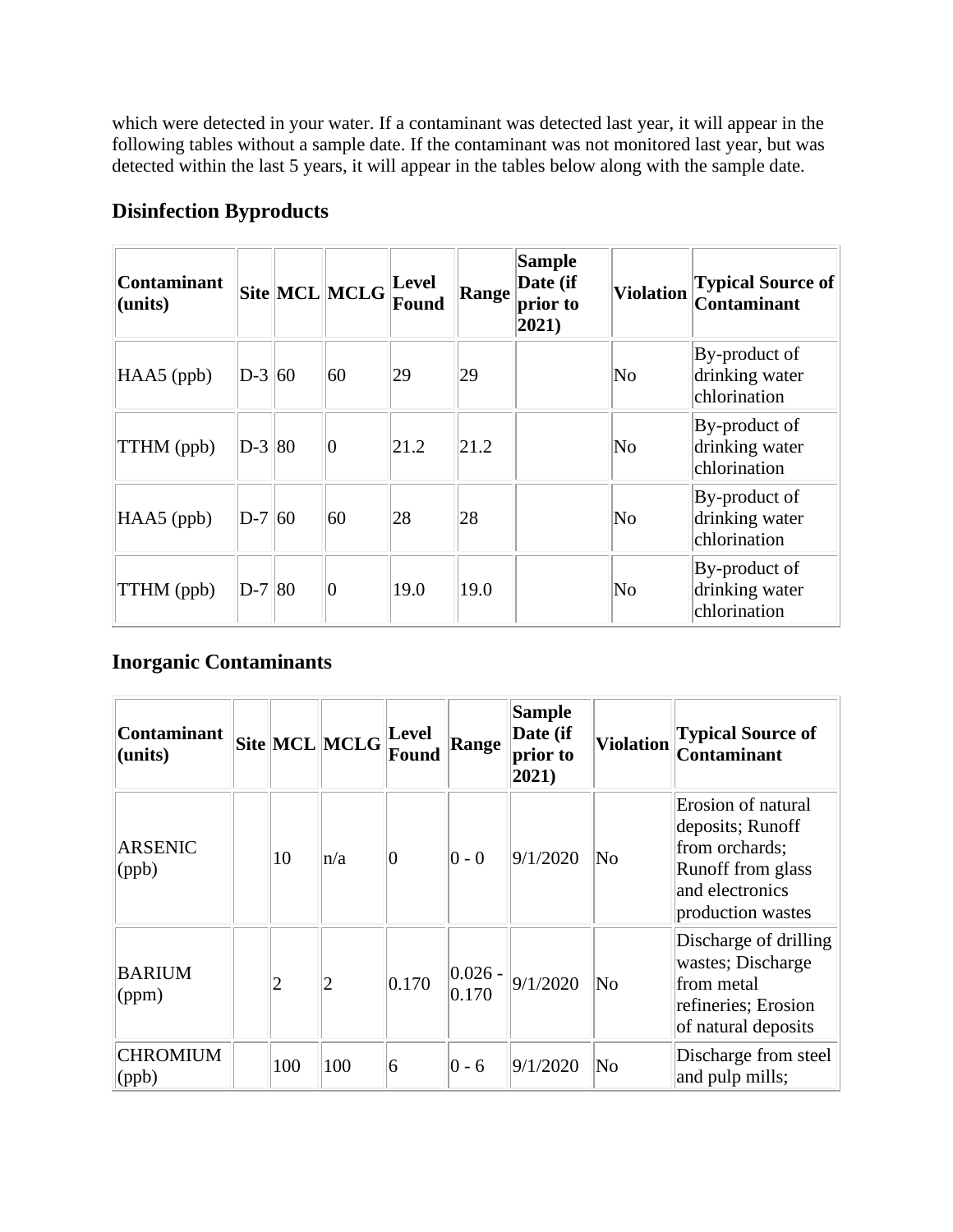which were detected in your water. If a contaminant was detected last year, it will appear in the following tables without a sample date. If the contaminant was not monitored last year, but was detected within the last 5 years, it will appear in the tables below along with the sample date.

## Disinfection Byproducts

| Contaminant (units) | Site | MCL | MCLG | Level Found | Range | Sample Date (if prior to 2021) | Violation | Typical Source of Contaminant |
|---|---|---|---|---|---|---|---|---|
| HAA5 (ppb) | D-3 | 60 | 60 | 29 | 29 | | No | By-product of drinking water chlorination |
| TTHM (ppb) | D-3 | 80 | 0 | 21.2 | 21.2 | | No | By-product of drinking water chlorination |
| HAA5 (ppb) | D-7 | 60 | 60 | 28 | 28 | | No | By-product of drinking water chlorination |
| TTHM (ppb) | D-7 | 80 | 0 | 19.0 | 19.0 | | No | By-product of drinking water chlorination |

## Inorganic Contaminants

| Contaminant (units) | Site | MCL | MCLG | Level Found | Range | Sample Date (if prior to 2021) | Violation | Typical Source of Contaminant |
|---|---|---|---|---|---|---|---|---|
| ARSENIC (ppb) | | 10 | n/a | 0 | 0 - 0 | 9/1/2020 | No | Erosion of natural deposits; Runoff from orchards; Runoff from glass and electronics production wastes |
| BARIUM (ppm) | | 2 | 2 | 0.170 | 0.026 - 0.170 | 9/1/2020 | No | Discharge of drilling wastes; Discharge from metal refineries; Erosion of natural deposits |
| CHROMIUM (ppb) | | 100 | 100 | 6 | 0 - 6 | 9/1/2020 | No | Discharge from steel and pulp mills; |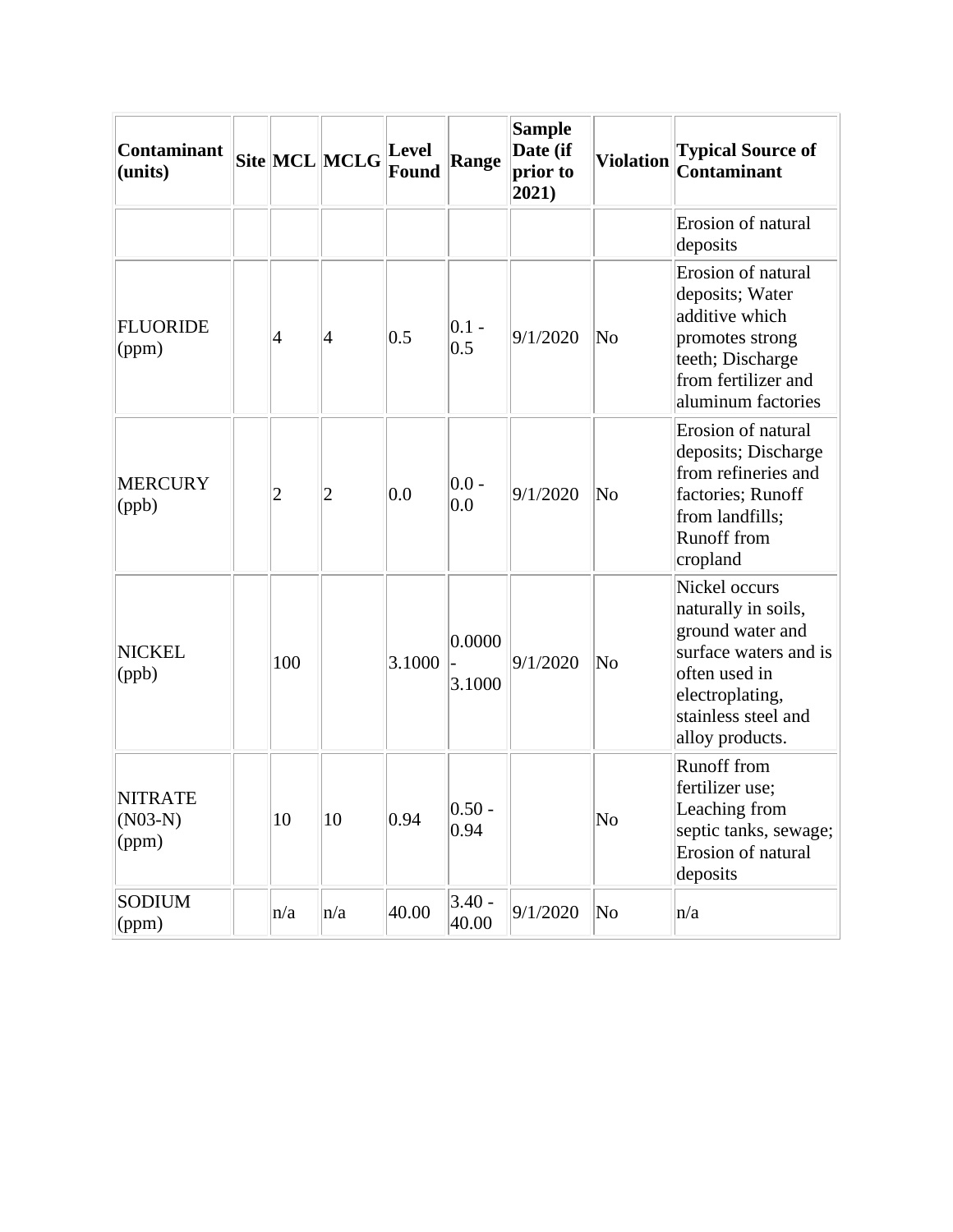| Contaminant (units) | Site | MCL | MCLG | Level Found | Range | Sample Date (if prior to 2021) | Violation | Typical Source of Contaminant |
|---|---|---|---|---|---|---|---|---|
| | | | | | | | | Erosion of natural deposits |
| FLUORIDE (ppm) | | 4 | 4 | 0.5 | 0.1 - 0.5 | 9/1/2020 | No | Erosion of natural deposits; Water additive which promotes strong teeth; Discharge from fertilizer and aluminum factories |
| MERCURY (ppb) | | 2 | 2 | 0.0 | 0.0 - 0.0 | 9/1/2020 | No | Erosion of natural deposits; Discharge from refineries and factories; Runoff from landfills; Runoff from cropland |
| NICKEL (ppb) | | 100 | | 3.1000 | 0.0000 - 3.1000 | 9/1/2020 | No | Nickel occurs naturally in soils, ground water and surface waters and is often used in electroplating, stainless steel and alloy products. |
| NITRATE (N03-N) (ppm) | | 10 | 10 | 0.94 | 0.50 - 0.94 | | No | Runoff from fertilizer use; Leaching from septic tanks, sewage; Erosion of natural deposits |
| SODIUM (ppm) | | n/a | n/a | 40.00 | 3.40 - 40.00 | 9/1/2020 | No | n/a |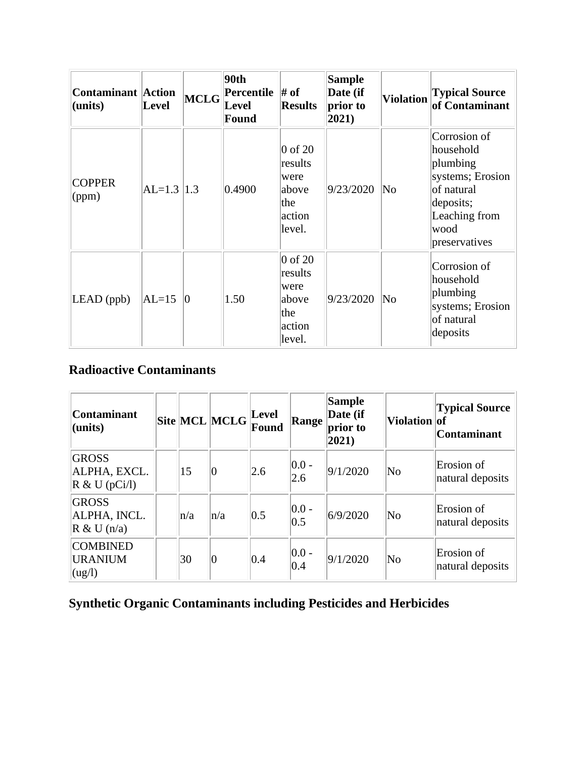| Contaminant (units) | Action Level | MCLG | 90th Percentile Level Found | # of Results | Sample Date (if prior to 2021) | Violation | Typical Source of Contaminant |
|---|---|---|---|---|---|---|---|
| COPPER (ppm) | AL=1.3 | 1.3 | 0.4900 | 0 of 20 results were above the action level. | 9/23/2020 | No | Corrosion of household plumbing systems; Erosion of natural deposits; Leaching from wood preservatives |
| LEAD (ppb) | AL=15 | 0 | 1.50 | 0 of 20 results were above the action level. | 9/23/2020 | No | Corrosion of household plumbing systems; Erosion of natural deposits |

### Radioactive Contaminants

| Contaminant (units) | Site | MCL | MCLG | Level Found | Range | Sample Date (if prior to 2021) | Violation | Typical Source of Contaminant |
|---|---|---|---|---|---|---|---|---|
| GROSS ALPHA, EXCL. R & U (pCi/l) | | 15 | 0 | 2.6 | 0.0 - 2.6 | 9/1/2020 | No | Erosion of natural deposits |
| GROSS ALPHA, INCL. R & U (n/a) | | n/a | n/a | 0.5 | 0.0 - 0.5 | 6/9/2020 | No | Erosion of natural deposits |
| COMBINED URANIUM (ug/l) | | 30 | 0 | 0.4 | 0.0 - 0.4 | 9/1/2020 | No | Erosion of natural deposits |

### Synthetic Organic Contaminants including Pesticides and Herbicides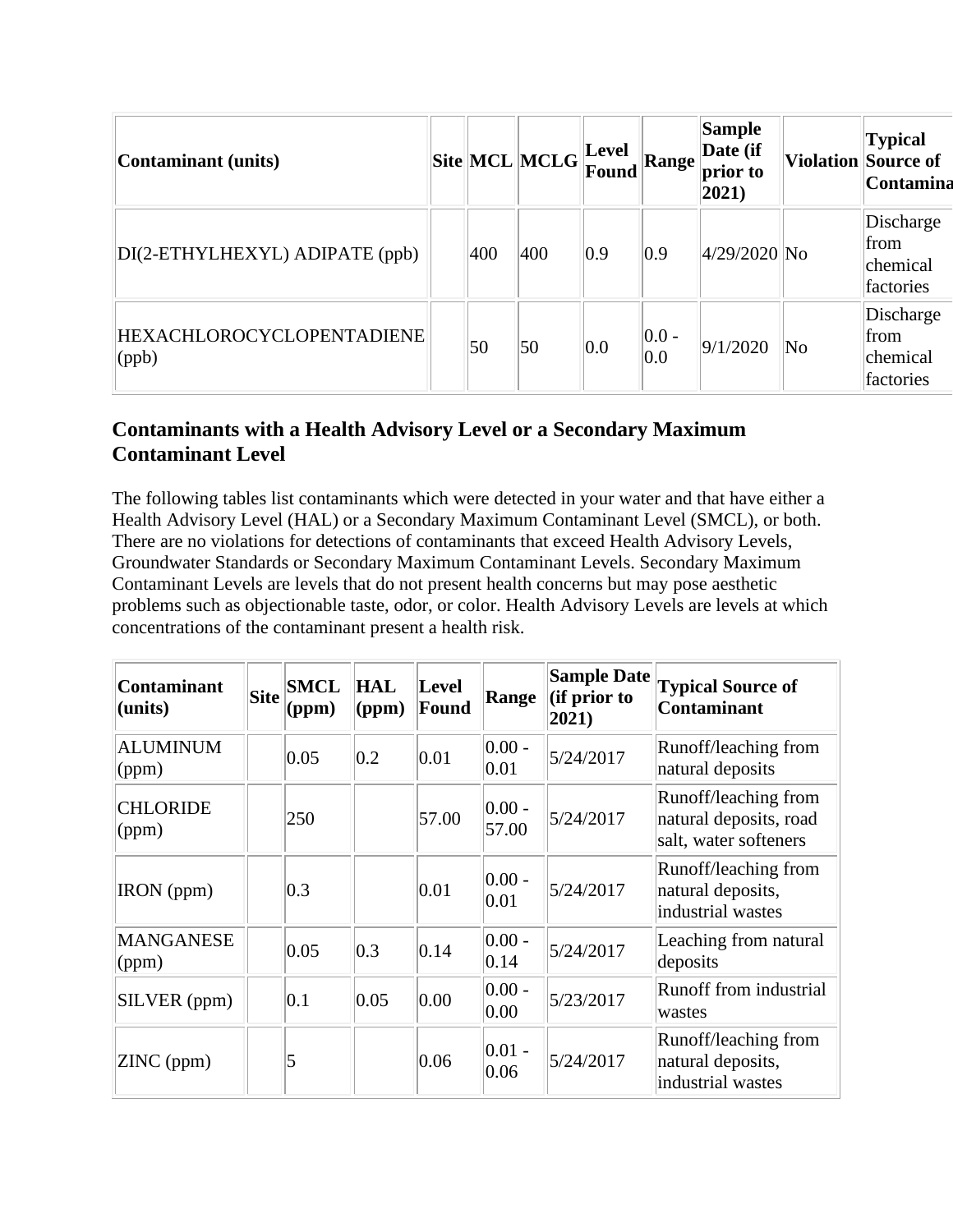| Contaminant (units) | Site | MCL | MCLG | Level Found | Range | Sample Date (if prior to 2021) | Violation | Typical Source of Contamina |
|---|---|---|---|---|---|---|---|---|
| DI(2-ETHYLHEXYL) ADIPATE (ppb) | | 400 | 400 | 0.9 | 0.9 | 4/29/2020 | No | Discharge from chemical factories |
| HEXACHLOROCYCLOPENTADIENE (ppb) | | 50 | 50 | 0.0 | 0.0 - 0.0 | 9/1/2020 | No | Discharge from chemical factories |

### Contaminants with a Health Advisory Level or a Secondary Maximum Contaminant Level

The following tables list contaminants which were detected in your water and that have either a Health Advisory Level (HAL) or a Secondary Maximum Contaminant Level (SMCL), or both. There are no violations for detections of contaminants that exceed Health Advisory Levels, Groundwater Standards or Secondary Maximum Contaminant Levels. Secondary Maximum Contaminant Levels are levels that do not present health concerns but may pose aesthetic problems such as objectionable taste, odor, or color. Health Advisory Levels are levels at which concentrations of the contaminant present a health risk.

| Contaminant (units) | Site | SMCL (ppm) | HAL (ppm) | Level Found | Range | Sample Date (if prior to 2021) | Typical Source of Contaminant |
|---|---|---|---|---|---|---|---|
| ALUMINUM (ppm) | | 0.05 | 0.2 | 0.01 | 0.00 - 0.01 | 5/24/2017 | Runoff/leaching from natural deposits |
| CHLORIDE (ppm) | | 250 | | 57.00 | 0.00 - 57.00 | 5/24/2017 | Runoff/leaching from natural deposits, road salt, water softeners |
| IRON (ppm) | | 0.3 | | 0.01 | 0.00 - 0.01 | 5/24/2017 | Runoff/leaching from natural deposits, industrial wastes |
| MANGANESE (ppm) | | 0.05 | 0.3 | 0.14 | 0.00 - 0.14 | 5/24/2017 | Leaching from natural deposits |
| SILVER (ppm) | | 0.1 | 0.05 | 0.00 | 0.00 - 0.00 | 5/23/2017 | Runoff from industrial wastes |
| ZINC (ppm) | | 5 | | 0.06 | 0.01 - 0.06 | 5/24/2017 | Runoff/leaching from natural deposits, industrial wastes |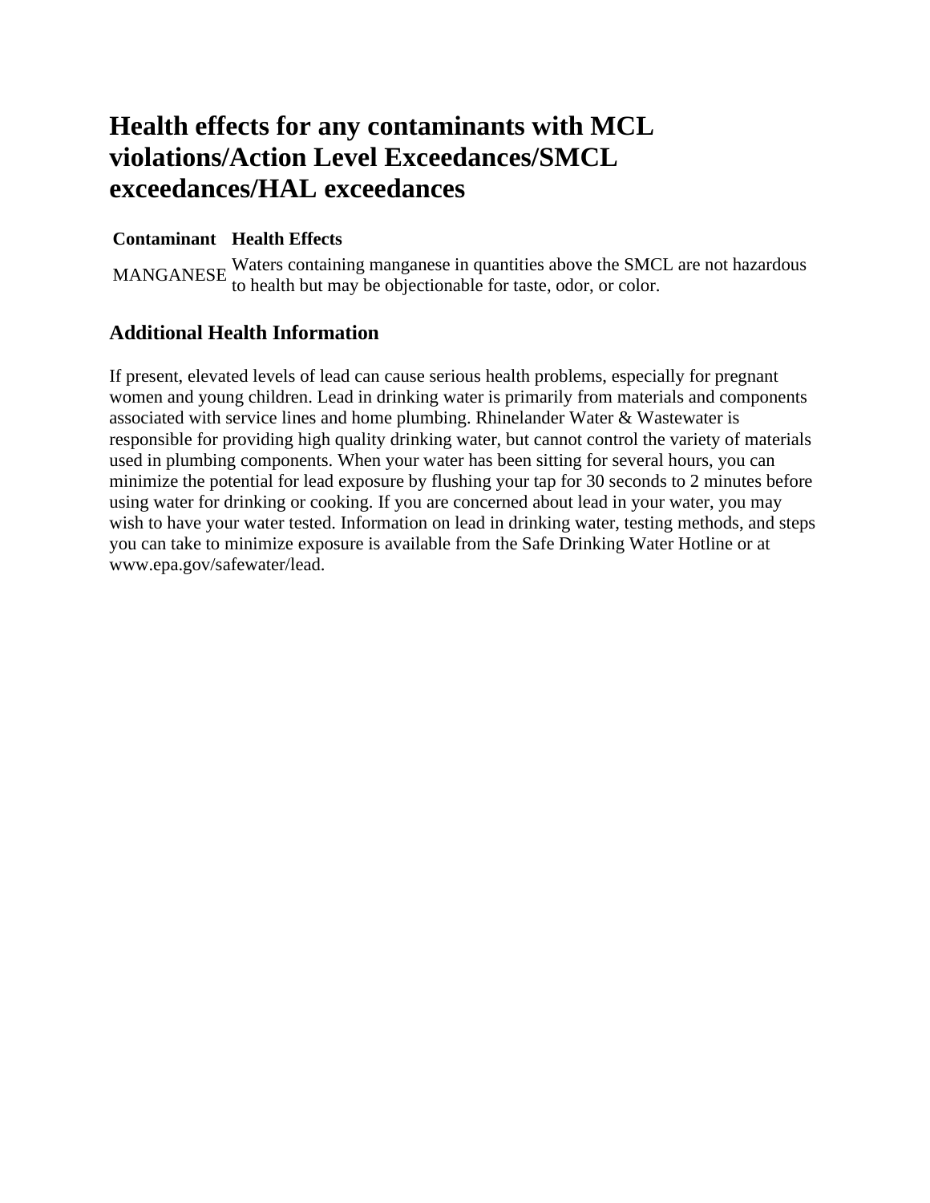# Health effects for any contaminants with MCL violations/Action Level Exceedances/SMCL exceedances/HAL exceedances

| Contaminant | Health Effects |
|---|---|
| MANGANESE | Waters containing manganese in quantities above the SMCL are not hazardous to health but may be objectionable for taste, odor, or color. |

## Additional Health Information

If present, elevated levels of lead can cause serious health problems, especially for pregnant women and young children. Lead in drinking water is primarily from materials and components associated with service lines and home plumbing. Rhinelander Water & Wastewater is responsible for providing high quality drinking water, but cannot control the variety of materials used in plumbing components. When your water has been sitting for several hours, you can minimize the potential for lead exposure by flushing your tap for 30 seconds to 2 minutes before using water for drinking or cooking. If you are concerned about lead in your water, you may wish to have your water tested. Information on lead in drinking water, testing methods, and steps you can take to minimize exposure is available from the Safe Drinking Water Hotline or at www.epa.gov/safewater/lead.